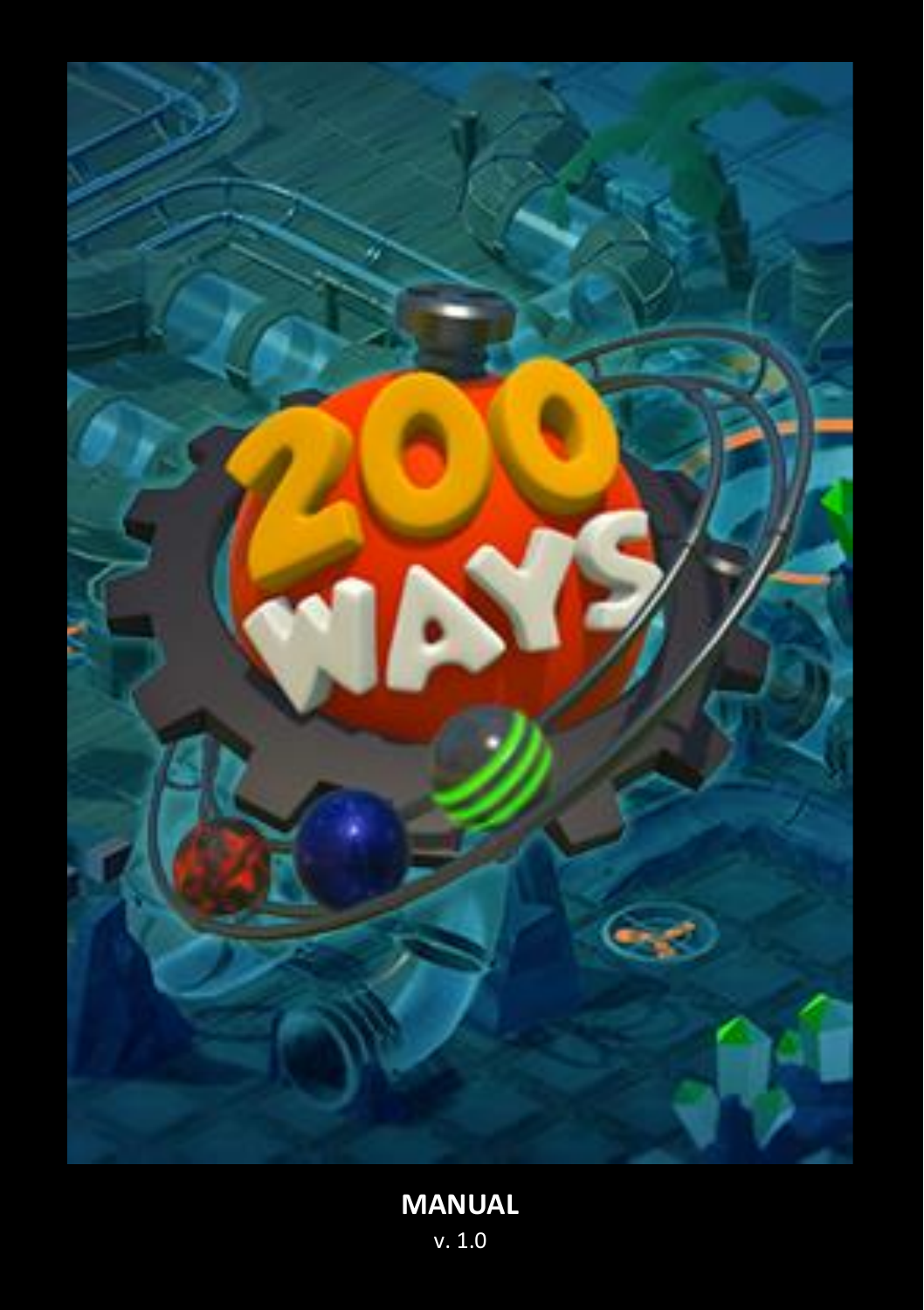**MANUAL**

v. 1.0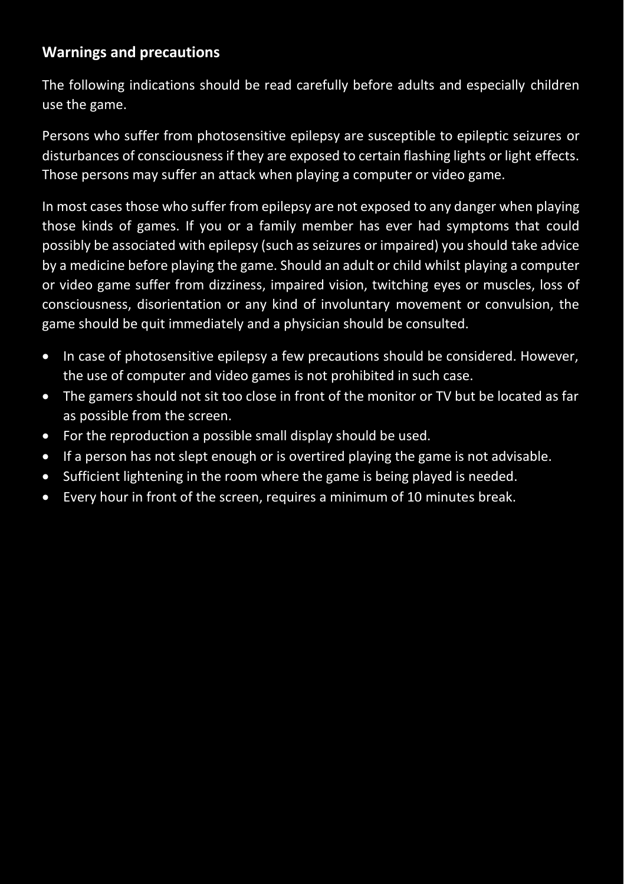## Warnings and precautions

The following indications should be read carefully before adults and especially children use the game.

Persons who suffer from photosensitive epilepsy are susceptible to epileptic seizures or disturbances of consciousness if they are exposed to certain flashing lights or light effects. Those persons may suffer an attack when playing a computer or video game.

In most cases those who suffer from epilepsy are not exposed to any danger when playing those kinds of games. If you or a family member has ever had symptoms that could possibly be associated with epilepsy (such as seizures or impaired) you should take advice by a medicine before playing the game. Should an adult or child whilst playing a computer or video game suffer from dizziness, impaired vision, twitching eyes or muscles, loss of consciousness, disorientation or any kind of involuntary movement or convulsion, the game should be quit immediately and a physician should be consulted.

- In case of photosensitive epilepsy a few precautions should be considered. However, the use of computer and video games is not prohibited in such case.
- The gamers should not sit too close in front of the monitor or TV but be located as far as possible from the screen.
- For the reproduction a possible small display should be used.
- If a person has not slept enough or is overtired playing the game is not advisable.
- Sufficient lightening in the room where the game is being played is needed.
- Every hour in front of the screen, requires a minimum of 10 minutes break.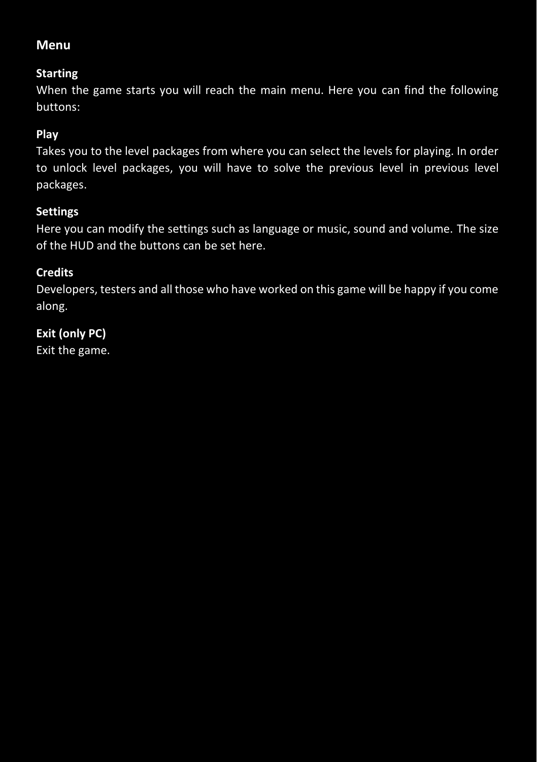## Menu

### Starting

When the game starts you will reach the main menu. Here you can find the following buttons:

### Play

Takes you to the level packages from where you can select the levels for playing. In order to unlock level packages, you will have to solve the previous level in previous level packages.

### Settings

Here you can modify the settings such as language or music, sound and volume. The size of the HUD and the buttons can be set here.

### Credits

Developers, testers and all those who have worked on this game will be happy if you come along.

### Exit (only PC)

Exit the game.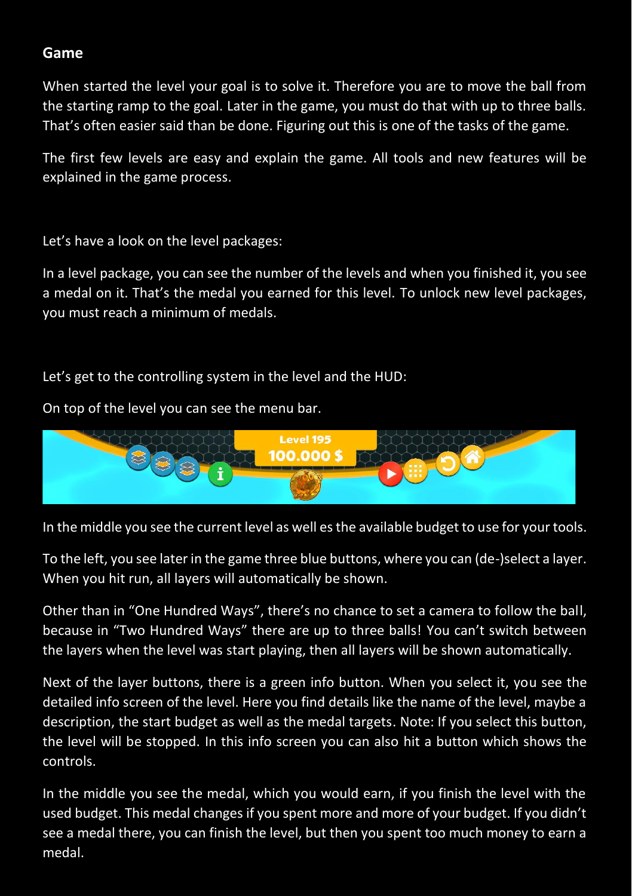## Game

When started the level your goal is to solve it. Therefore you are to move the ball from the starting ramp to the goal. Later in the game, you must do that with up to three balls. That's often easier said than be done. Figuring out this is one of the tasks of the game.

The first few levels are easy and explain the game. All tools and new features will be explained in the game process.

Let's have a look on the level packages:

In a level package, you can see the number of the levels and when you finished it, you see a medal on it. That's the medal you earned for this level. To unlock new level packages, you must reach a minimum of medals.

Let's get to the controlling system in the level and the HUD:

On top of the level you can see the menu bar.

In the middle you see the current level as well es the available budget to use for your tools.

To the left, you see later in the game three blue buttons, where you can (de-)select a layer. When you hit run, all layers will automatically be shown.

Other than in "One Hundred Ways", there's no chance to set a camera to follow the ball, because in "Two Hundred Ways" there are up to three balls! You can't switch between the layers when the level was start playing, then all layers will be shown automatically.

Next of the layer buttons, there is a green info button. When you select it, you see the detailed info screen of the level. Here you find details like the name of the level, maybe a description, the start budget as well as the medal targets. Note: If you select this button, the level will be stopped. In this info screen you can also hit a button which shows the controls.

In the middle you see the medal, which you would earn, if you finish the level with the used budget. This medal changes if you spent more and more of your budget. If you didn't see a medal there, you can finish the level, but then you spent too much money to earn a medal.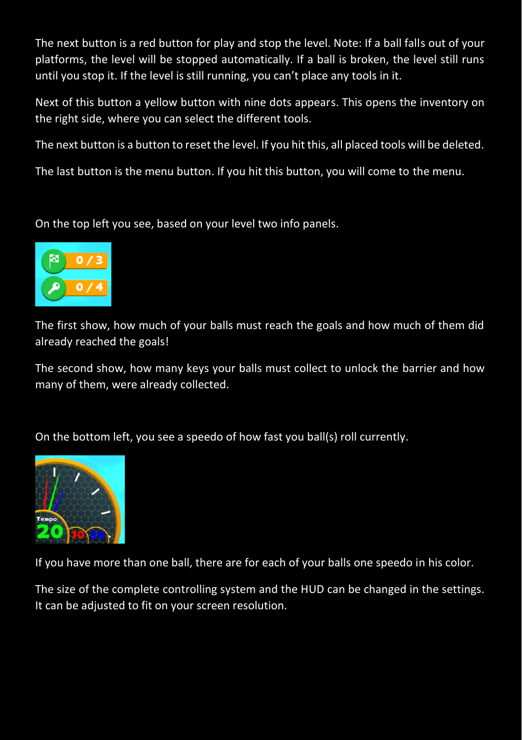The next button is a red button for play and stop the level. Note: If a ball falls out of your platforms, the level will be stopped automatically. If a ball is broken, the level still runs until you stop it. If the level is still running, you can't place any tools in it.

Next of this button a yellow button with nine dots appears. This opens the inventory on the right side, where you can select the different tools.

The next button is a button to reset the level. If you hit this, all placed tools will be deleted.

The last button is the menu button. If you hit this button, you will come to the menu.

On the top left you see, based on your level two info panels.

The first show, how much of your balls must reach the goals and how much of them did already reached the goals!

The second show, how many keys your balls must collect to unlock the barrier and how many of them, were already collected.

On the bottom left, you see a speedo of how fast you ball(s) roll currently.

If you have more than one ball, there are for each of your balls one speedo in his color.

The size of the complete controlling system and the HUD can be changed in the settings. It can be adjusted to fit on your screen resolution.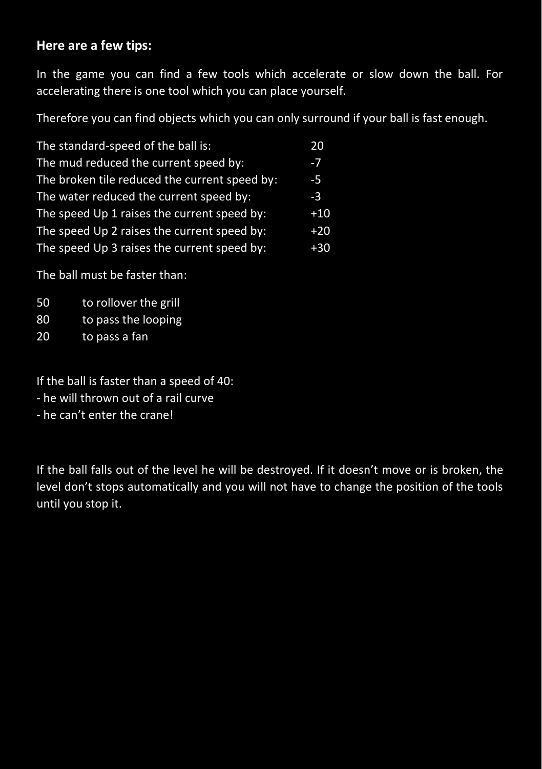**Here are a few tips:**

In the game you can find a few tools which accelerate or slow down the ball. For accelerating there is one tool which you can place yourself.

Therefore you can find objects which you can only surround if your ball is fast enough.

| | |
|---|---|
| The standard-speed of the ball is: | 20 |
| The mud reduced the current speed by: | -7 |
| The broken tile reduced the current speed by: | -5 |
| The water reduced the current speed by: | -3 |
| The speed Up 1 raises the current speed by: | +10 |
| The speed Up 2 raises the current speed by: | +20 |
| The speed Up 3 raises the current speed by: | +30 |

The ball must be faster than:

| | |
|---|---|
| 50 | to rollover the grill |
| 80 | to pass the looping |
| 20 | to pass a fan |

If the ball is faster than a speed of 40:
- he will thrown out of a rail curve
- he can't enter the crane!

If the ball falls out of the level he will be destroyed. If it doesn't move or is broken, the level don't stops automatically and you will not have to change the position of the tools until you stop it.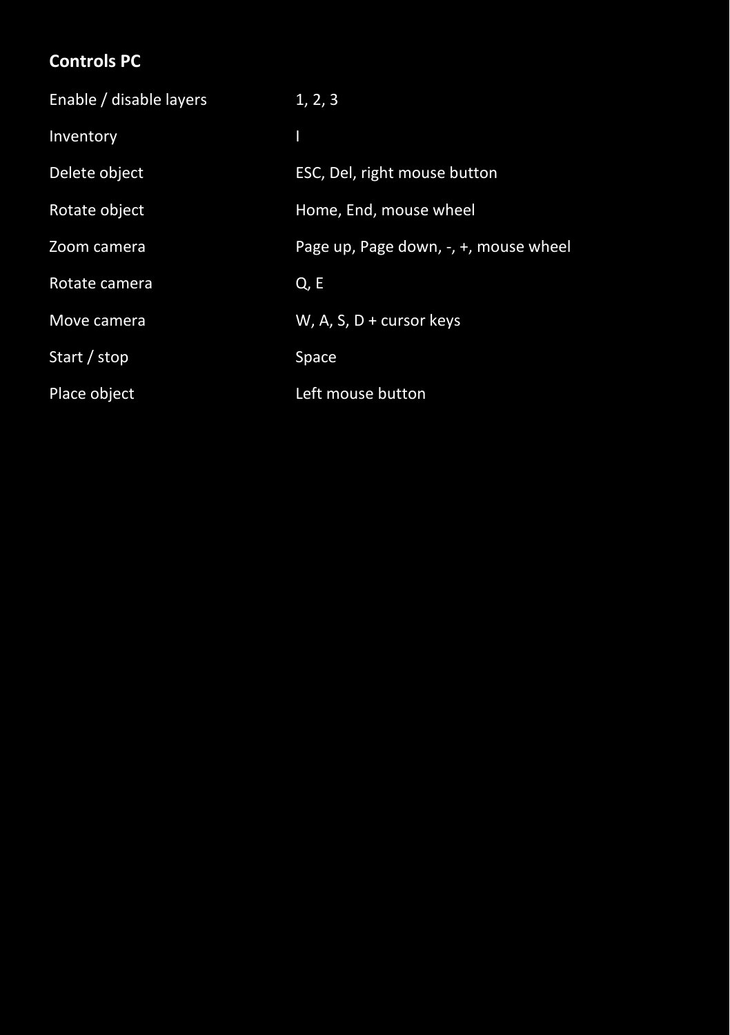**Controls PC**

| | |
|---|---|
| Enable / disable layers | 1, 2, 3 |
| Inventory | I |
| Delete object | ESC, Del, right mouse button |
| Rotate object | Home, End, mouse wheel |
| Zoom camera | Page up, Page down, -, +, mouse wheel |
| Rotate camera | Q, E |
| Move camera | W, A, S, D + cursor keys |
| Start / stop | Space |
| Place object | Left mouse button |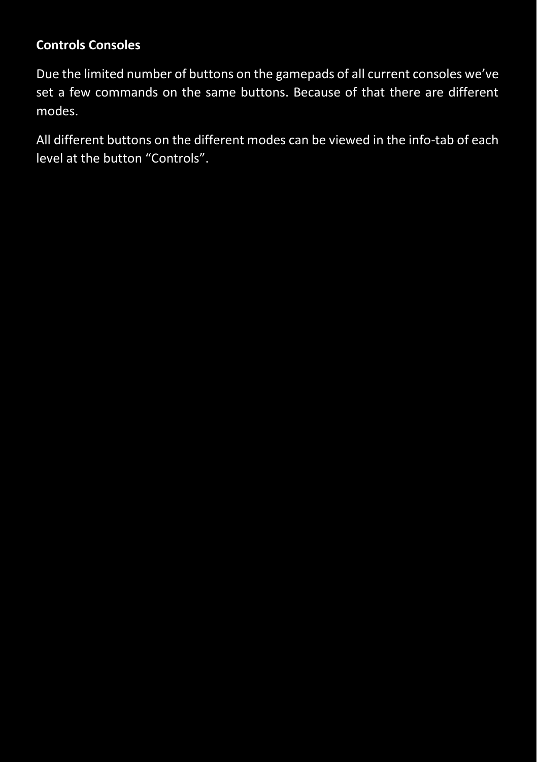**Controls Consoles**

Due the limited number of buttons on the gamepads of all current consoles we've set a few commands on the same buttons. Because of that there are different modes.

All different buttons on the different modes can be viewed in the info-tab of each level at the button "Controls".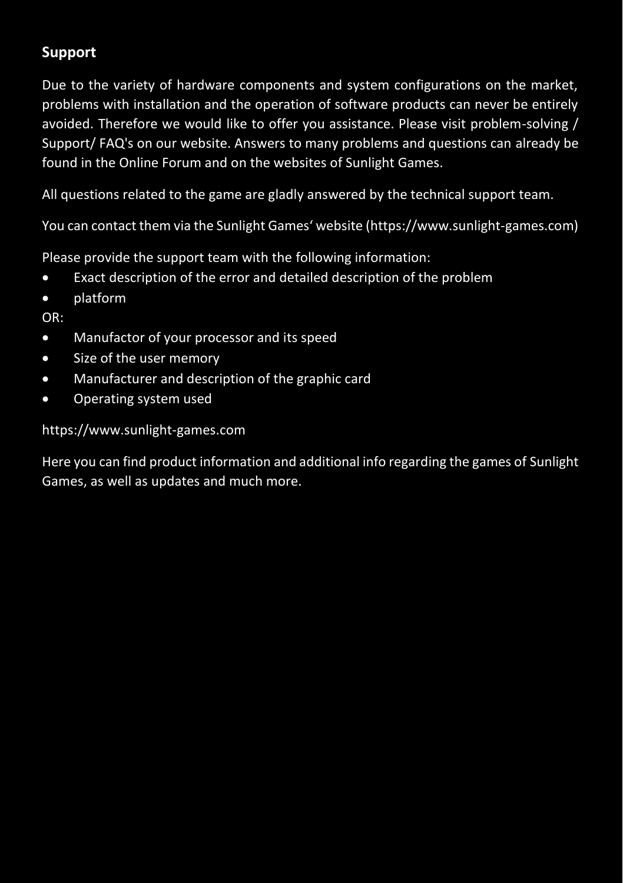## Support

Due to the variety of hardware components and system configurations on the market, problems with installation and the operation of software products can never be entirely avoided. Therefore we would like to offer you assistance. Please visit problem-solving / Support/ FAQ's on our website. Answers to many problems and questions can already be found in the Online Forum and on the websites of Sunlight Games.

All questions related to the game are gladly answered by the technical support team.

You can contact them via the Sunlight Games‘ website (https://www.sunlight-games.com)

Please provide the support team with the following information:

- Exact description of the error and detailed description of the problem
- platform

OR:

- Manufactor of your processor and its speed
- Size of the user memory
- Manufacturer and description of the graphic card
- Operating system used

https://www.sunlight-games.com

Here you can find product information and additional info regarding the games of Sunlight Games, as well as updates and much more.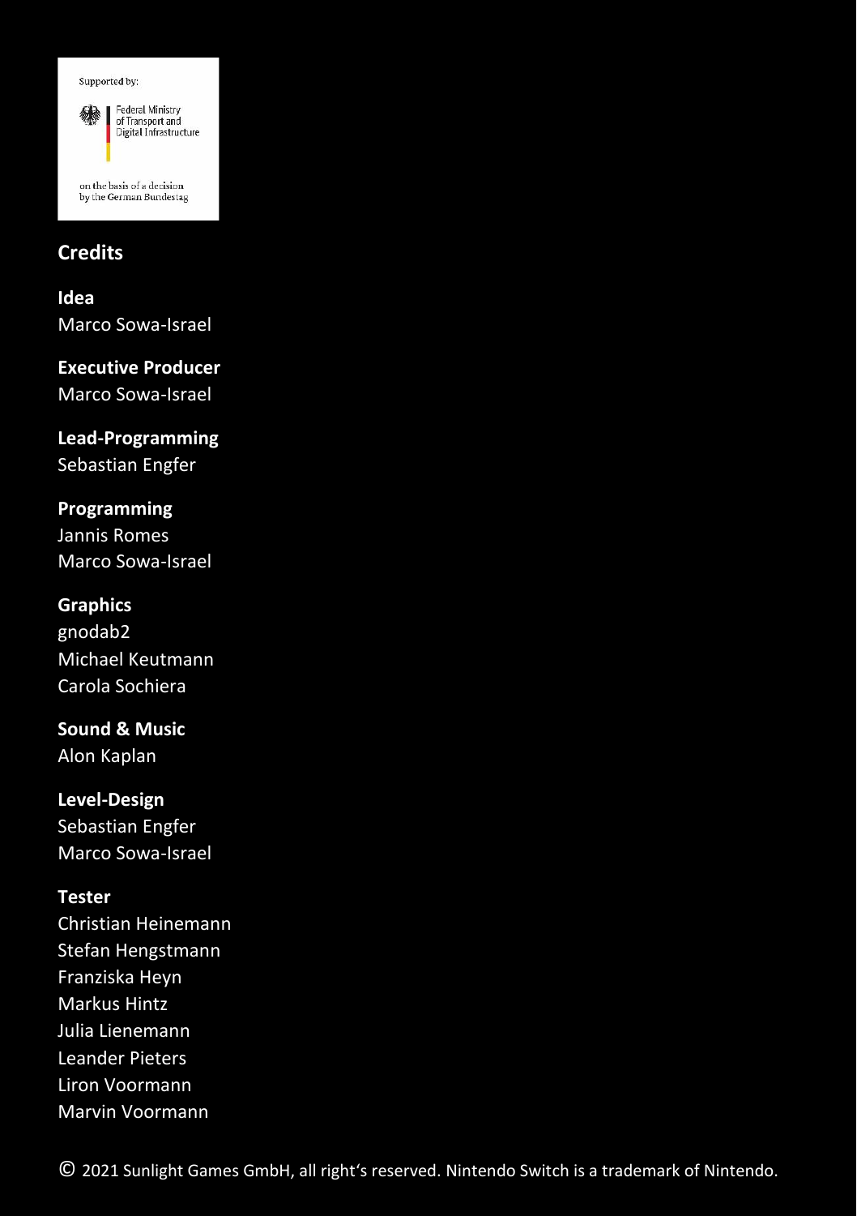Supported by:

Federal Ministry
of Transport and
Digital Infrastructure

on the basis of a decision
by the German Bundestag

## Credits

**Idea**
Marco Sowa-Israel

**Executive Producer**
Marco Sowa-Israel

**Lead-Programming**
Sebastian Engfer

**Programming**
Jannis Romes
Marco Sowa-Israel

**Graphics**
gnodab2
Michael Keutmann
Carola Sochiera

**Sound & Music**
Alon Kaplan

**Level-Design**
Sebastian Engfer
Marco Sowa-Israel

**Tester**
Christian Heinemann
Stefan Hengstmann
Franziska Heyn
Markus Hintz
Julia Lienemann
Leander Pieters
Liron Voormann
Marvin Voormann

© 2021 Sunlight Games GmbH, all right's reserved. Nintendo Switch is a trademark of Nintendo.